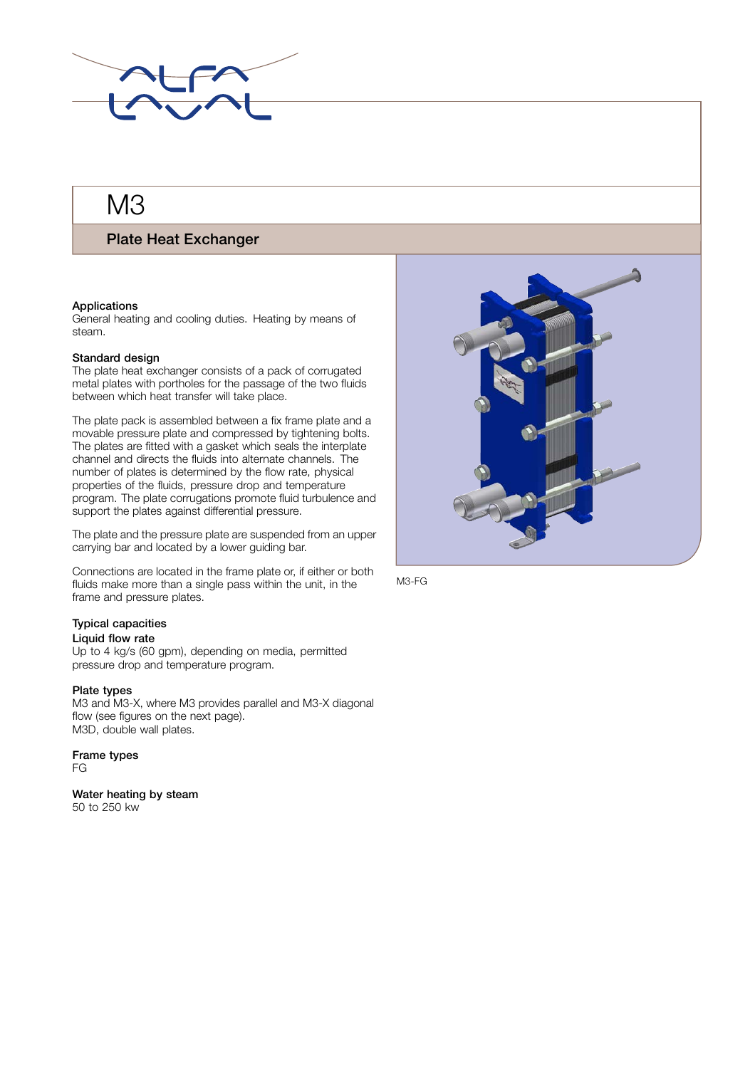# M3

## Plate Heat Exchanger

M3-FG

### Applications

General heating and cooling duties. Heating by means of steam.

### Standard design

The plate heat exchanger consists of a pack of corrugated metal plates with portholes for the passage of the two fluids between which heat transfer will take place.

The plate pack is assembled between a fix frame plate and a movable pressure plate and compressed by tightening bolts. The plates are fitted with a gasket which seals the interplate channel and directs the fluids into alternate channels. The number of plates is determined by the flow rate, physical properties of the fluids, pressure drop and temperature program. The plate corrugations promote fluid turbulence and support the plates against differential pressure.

The plate and the pressure plate are suspended from an upper carrying bar and located by a lower guiding bar.

Connections are located in the frame plate or, if either or both fluids make more than a single pass within the unit, in the frame and pressure plates.

### Typical capacities

**Liquid flow rate**

Up to 4 kg/s (60 gpm), depending on media, permitted pressure drop and temperature program.

### Plate types

M3 and M3-X, where M3 provides parallel and M3-X diagonal flow (see figures on the next page).
M3D, double wall plates.

### Frame types

FG

### Water heating by steam

50 to 250 kw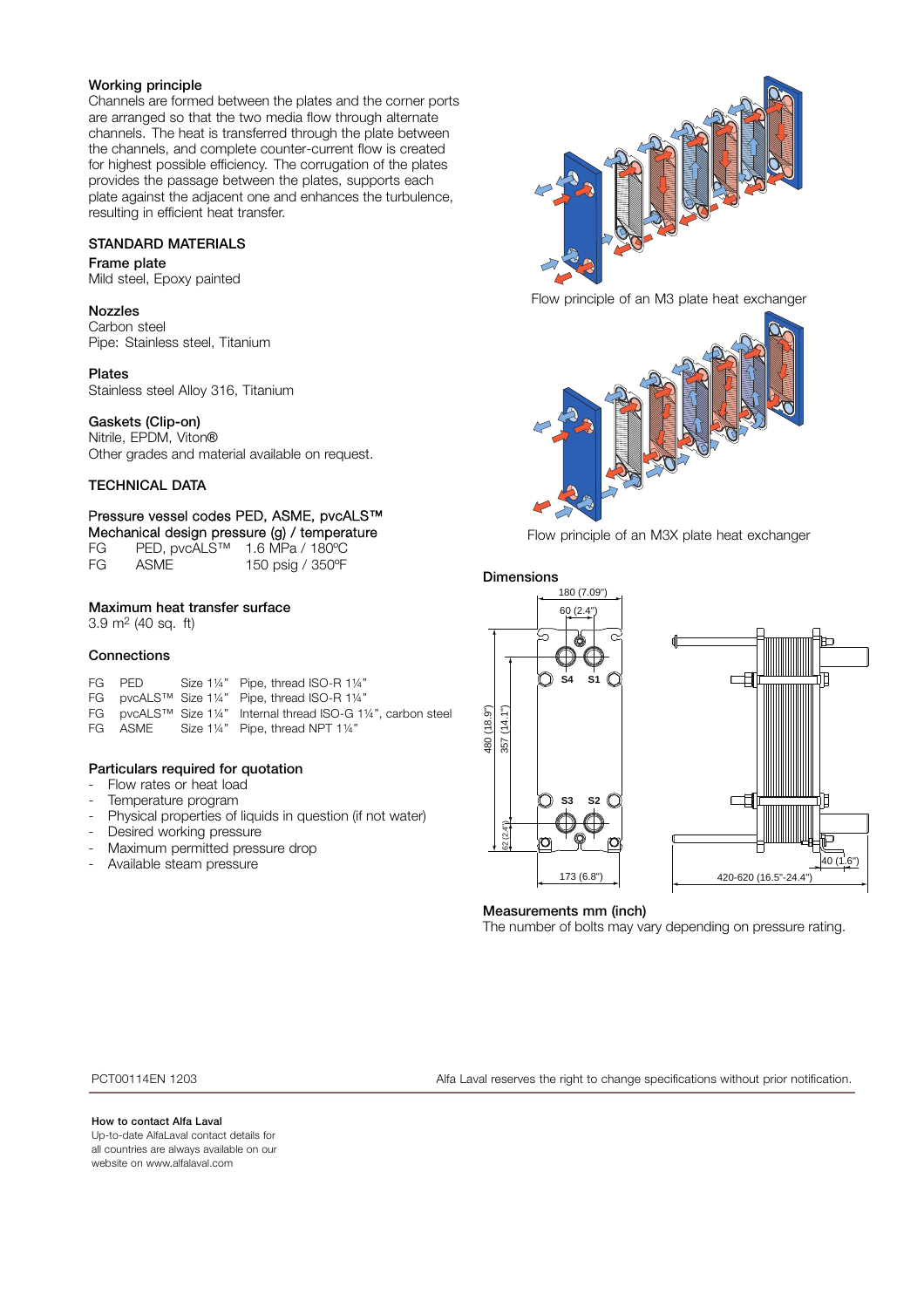### Working principle

Channels are formed between the plates and the corner ports are arranged so that the two media flow through alternate channels. The heat is transferred through the plate between the channels, and complete counter-current flow is created for highest possible efficiency. The corrugation of the plates provides the passage between the plates, supports each plate against the adjacent one and enhances the turbulence, resulting in efficient heat transfer.

## STANDARD MATERIALS

### Frame plate

Mild steel, Epoxy painted

### Nozzles

Carbon steel
Pipe: Stainless steel, Titanium

### Plates

Stainless steel Alloy 316, Titanium

### Gaskets (Clip-on)

Nitrile, EPDM, Viton®
Other grades and material available on request.

## TECHNICAL DATA

### Pressure vessel codes PED, ASME, pvcALS™
### Mechanical design pressure (g) / temperature

| | | |
|---|---|---|
| FG | PED, pvcALS™ | 1.6 MPa / 180ºC |
| FG | ASME | 150 psig / 350ºF |

### Maximum heat transfer surface

3.9 m² (40 sq. ft)

### Connections

| | | | |
|---|---|---|---|
| FG | PED | Size 1¼" | Pipe, thread ISO-R 1¼" |
| FG | pvcALS™ | Size 1¼" | Pipe, thread ISO-R 1¼" |
| FG | pvcALS™ | Size 1¼" | Internal thread ISO-G 1¼", carbon steel |
| FG | ASME | Size 1¼" | Pipe, thread NPT 1¼" |

### Particulars required for quotation

- Flow rates or heat load
- Temperature program
- Physical properties of liquids in question (if not water)
- Desired working pressure
- Maximum permitted pressure drop
- Available steam pressure

Flow principle of an M3 plate heat exchanger

Flow principle of an M3X plate heat exchanger

### Dimensions

180 (7.09")
60 (2.4")
S4 S1
S3 S2
480 (18.9")
357 (14.1")
62 (2.4")
173 (6.8")
40 (1.6")
420-620 (16.5"-24.4")

**Measurements mm (inch)**
The number of bolts may vary depending on pressure rating.

PCT00114EN 1203

Alfa Laval reserves the right to change specifications without prior notification.

**How to contact Alfa Laval**
Up-to-date AlfaLaval contact details for all countries are always available on our website on www.alfalaval.com